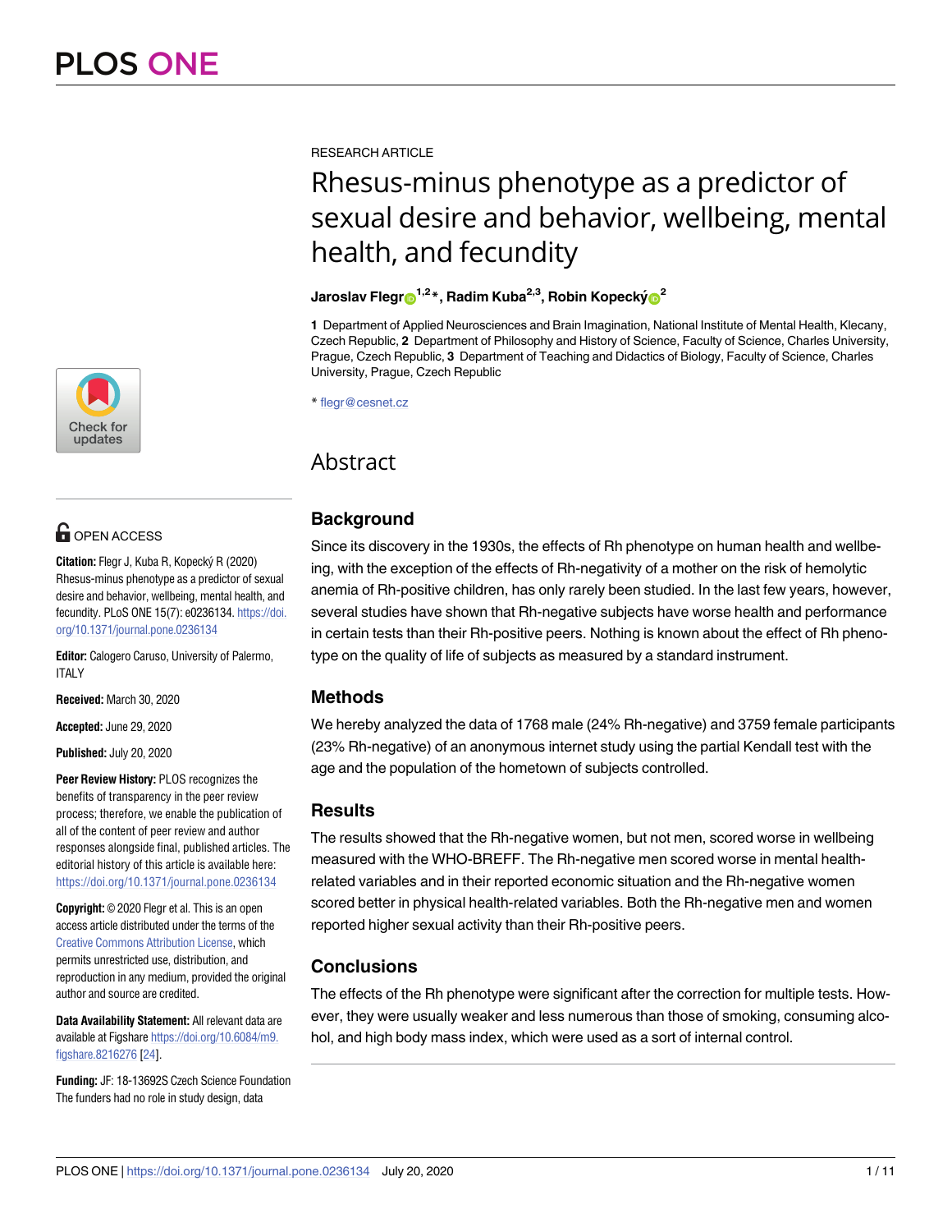RESEARCH ARTICLE

# Rhesus-minus phenotype as a predictor of sexual desire and behavior, wellbeing, mental health, and fecundity

**Jaroslav Flegr[1,2]*, Radim Kuba[2,3], Robin Kopecký[2]**

**1** Department of Applied Neurosciences and Brain Imagination, National Institute of Mental Health, Klecany, Czech Republic, **2** Department of Philosophy and History of Science, Faculty of Science, Charles University, Prague, Czech Republic, **3** Department of Teaching and Didactics of Biology, Faculty of Science, Charles University, Prague, Czech Republic

* flegr@cesnet.cz

OPEN ACCESS

**Citation:** Flegr J, Kuba R, Kopecký R (2020) Rhesus-minus phenotype as a predictor of sexual desire and behavior, wellbeing, mental health, and fecundity. PLoS ONE 15(7): e0236134. https://doi.org/10.1371/journal.pone.0236134

**Editor:** Calogero Caruso, University of Palermo, ITALY

**Received:** March 30, 2020

**Accepted:** June 29, 2020

**Published:** July 20, 2020

**Peer Review History:** PLOS recognizes the benefits of transparency in the peer review process; therefore, we enable the publication of all of the content of peer review and author responses alongside final, published articles. The editorial history of this article is available here: https://doi.org/10.1371/journal.pone.0236134

**Copyright:** © 2020 Flegr et al. This is an open access article distributed under the terms of the Creative Commons Attribution License, which permits unrestricted use, distribution, and reproduction in any medium, provided the original author and source are credited.

**Data Availability Statement:** All relevant data are available at Figshare https://doi.org/10.6084/m9.figshare.8216276 [24].

**Funding:** JF: 18-13692S Czech Science Foundation The funders had no role in study design, data

## Abstract

### Background

Since its discovery in the 1930s, the effects of Rh phenotype on human health and wellbeing, with the exception of the effects of Rh-negativity of a mother on the risk of hemolytic anemia of Rh-positive children, has only rarely been studied. In the last few years, however, several studies have shown that Rh-negative subjects have worse health and performance in certain tests than their Rh-positive peers. Nothing is known about the effect of Rh phenotype on the quality of life of subjects as measured by a standard instrument.

### Methods

We hereby analyzed the data of 1768 male (24% Rh-negative) and 3759 female participants (23% Rh-negative) of an anonymous internet study using the partial Kendall test with the age and the population of the hometown of subjects controlled.

### Results

The results showed that the Rh-negative women, but not men, scored worse in wellbeing measured with the WHO-BREFF. The Rh-negative men scored worse in mental health-related variables and in their reported economic situation and the Rh-negative women scored better in physical health-related variables. Both the Rh-negative men and women reported higher sexual activity than their Rh-positive peers.

### Conclusions

The effects of the Rh phenotype were significant after the correction for multiple tests. However, they were usually weaker and less numerous than those of smoking, consuming alcohol, and high body mass index, which were used as a sort of internal control.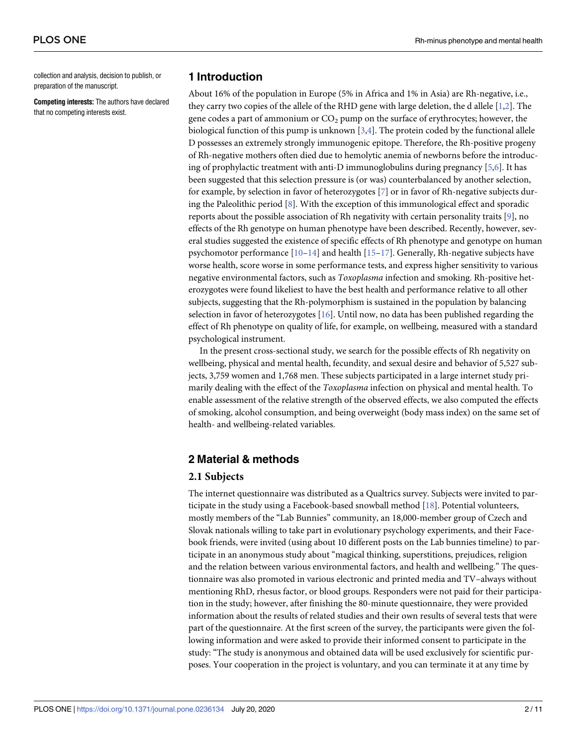collection and analysis, decision to publish, or preparation of the manuscript.

**Competing interests:** The authors have declared that no competing interests exist.

## 1 Introduction

About 16% of the population in Europe (5% in Africa and 1% in Asia) are Rh-negative, i.e., they carry two copies of the allele of the RHD gene with large deletion, the d allele [1,2]. The gene codes a part of ammonium or $CO_2$ pump on the surface of erythrocytes; however, the biological function of this pump is unknown [3,4]. The protein coded by the functional allele D possesses an extremely strongly immunogenic epitope. Therefore, the Rh-positive progeny of Rh-negative mothers often died due to hemolytic anemia of newborns before the introducing of prophylactic treatment with anti-D immunoglobulins during pregnancy [5,6]. It has been suggested that this selection pressure is (or was) counterbalanced by another selection, for example, by selection in favor of heterozygotes [7] or in favor of Rh-negative subjects during the Paleolithic period [8]. With the exception of this immunological effect and sporadic reports about the possible association of Rh negativity with certain personality traits [9], no effects of the Rh genotype on human phenotype have been described. Recently, however, several studies suggested the existence of specific effects of Rh phenotype and genotype on human psychomotor performance [10–14] and health [15–17]. Generally, Rh-negative subjects have worse health, score worse in some performance tests, and express higher sensitivity to various negative environmental factors, such as *Toxoplasma* infection and smoking. Rh-positive heterozygotes were found likeliest to have the best health and performance relative to all other subjects, suggesting that the Rh-polymorphism is sustained in the population by balancing selection in favor of heterozygotes [16]. Until now, no data has been published regarding the effect of Rh phenotype on quality of life, for example, on wellbeing, measured with a standard psychological instrument.

In the present cross-sectional study, we search for the possible effects of Rh negativity on wellbeing, physical and mental health, fecundity, and sexual desire and behavior of 5,527 subjects, 3,759 women and 1,768 men. These subjects participated in a large internet study primarily dealing with the effect of the *Toxoplasma* infection on physical and mental health. To enable assessment of the relative strength of the observed effects, we also computed the effects of smoking, alcohol consumption, and being overweight (body mass index) on the same set of health- and wellbeing-related variables.

## 2 Material & methods

### 2.1 Subjects

The internet questionnaire was distributed as a Qualtrics survey. Subjects were invited to participate in the study using a Facebook-based snowball method [18]. Potential volunteers, mostly members of the "Lab Bunnies" community, an 18,000-member group of Czech and Slovak nationals willing to take part in evolutionary psychology experiments, and their Facebook friends, were invited (using about 10 different posts on the Lab bunnies timeline) to participate in an anonymous study about "magical thinking, superstitions, prejudices, religion and the relation between various environmental factors, and health and wellbeing." The questionnaire was also promoted in various electronic and printed media and TV–always without mentioning RhD, rhesus factor, or blood groups. Responders were not paid for their participation in the study; however, after finishing the 80-minute questionnaire, they were provided information about the results of related studies and their own results of several tests that were part of the questionnaire. At the first screen of the survey, the participants were given the following information and were asked to provide their informed consent to participate in the study: "The study is anonymous and obtained data will be used exclusively for scientific purposes. Your cooperation in the project is voluntary, and you can terminate it at any time by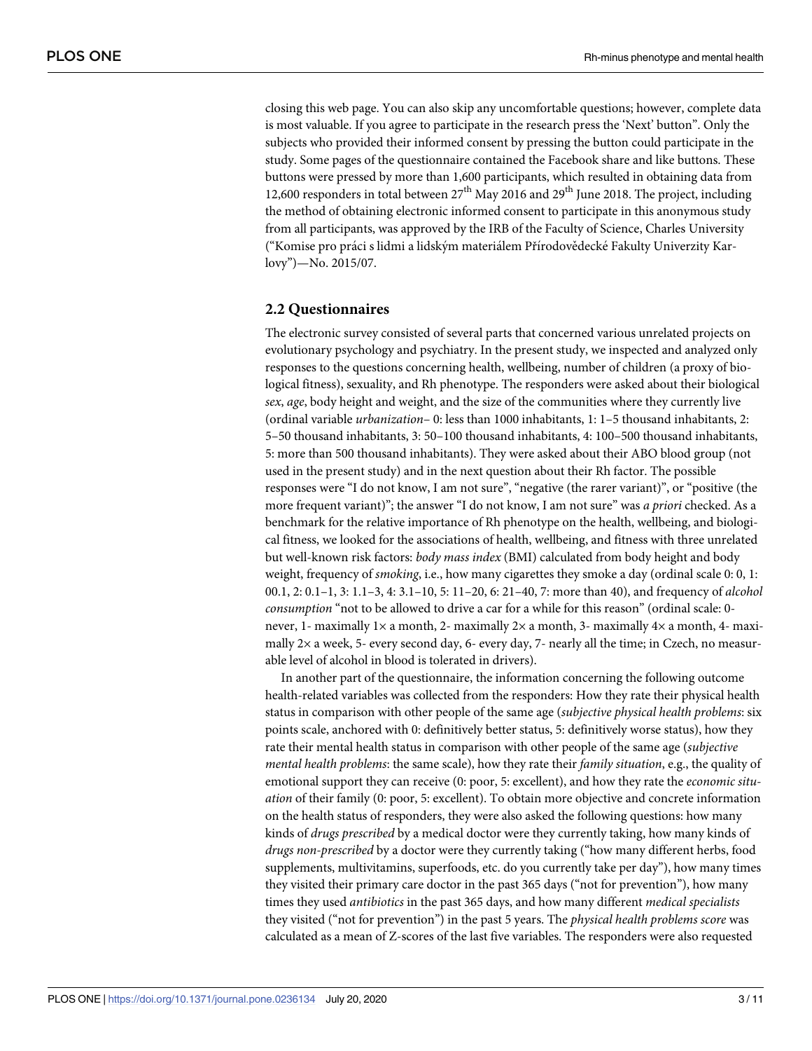closing this web page. You can also skip any uncomfortable questions; however, complete data is most valuable. If you agree to participate in the research press the 'Next' button". Only the subjects who provided their informed consent by pressing the button could participate in the study. Some pages of the questionnaire contained the Facebook share and like buttons. These buttons were pressed by more than 1,600 participants, which resulted in obtaining data from 12,600 responders in total between 27th May 2016 and 29th June 2018. The project, including the method of obtaining electronic informed consent to participate in this anonymous study from all participants, was approved by the IRB of the Faculty of Science, Charles University ("Komise pro práci s lidmi a lidským materiálem Přírodovědecké Fakulty Univerzity Karlovy")—No. 2015/07.

## 2.2 Questionnaires

The electronic survey consisted of several parts that concerned various unrelated projects on evolutionary psychology and psychiatry. In the present study, we inspected and analyzed only responses to the questions concerning health, wellbeing, number of children (a proxy of biological fitness), sexuality, and Rh phenotype. The responders were asked about their biological *sex*, *age*, body height and weight, and the size of the communities where they currently live (ordinal variable *urbanization*– 0: less than 1000 inhabitants, 1: 1–5 thousand inhabitants, 2: 5–50 thousand inhabitants, 3: 50–100 thousand inhabitants, 4: 100–500 thousand inhabitants, 5: more than 500 thousand inhabitants). They were asked about their ABO blood group (not used in the present study) and in the next question about their Rh factor. The possible responses were "I do not know, I am not sure", "negative (the rarer variant)", or "positive (the more frequent variant)"; the answer "I do not know, I am not sure" was *a priori* checked. As a benchmark for the relative importance of Rh phenotype on the health, wellbeing, and biological fitness, we looked for the associations of health, wellbeing, and fitness with three unrelated but well-known risk factors: *body mass index* (BMI) calculated from body height and body weight, frequency of *smoking*, i.e., how many cigarettes they smoke a day (ordinal scale 0: 0, 1: 00.1, 2: 0.1–1, 3: 1.1–3, 4: 3.1–10, 5: 11–20, 6: 21–40, 7: more than 40), and frequency of *alcohol consumption* "not to be allowed to drive a car for a while for this reason" (ordinal scale: 0- never, 1- maximally 1× a month, 2- maximally 2× a month, 3- maximally 4× a month, 4- maximally 2× a week, 5- every second day, 6- every day, 7- nearly all the time; in Czech, no measurable level of alcohol in blood is tolerated in drivers).

In another part of the questionnaire, the information concerning the following outcome health-related variables was collected from the responders: How they rate their physical health status in comparison with other people of the same age (*subjective physical health problems*: six points scale, anchored with 0: definitively better status, 5: definitively worse status), how they rate their mental health status in comparison with other people of the same age (*subjective mental health problems*: the same scale), how they rate their *family situation*, e.g., the quality of emotional support they can receive (0: poor, 5: excellent), and how they rate the *economic situation* of their family (0: poor, 5: excellent). To obtain more objective and concrete information on the health status of responders, they were also asked the following questions: how many kinds of *drugs prescribed* by a medical doctor were they currently taking, how many kinds of *drugs non-prescribed* by a doctor were they currently taking ("how many different herbs, food supplements, multivitamins, superfoods, etc. do you currently take per day"), how many times they visited their primary care doctor in the past 365 days ("not for prevention"), how many times they used *antibiotics* in the past 365 days, and how many different *medical specialists* they visited ("not for prevention") in the past 5 years. The *physical health problems score* was calculated as a mean of Z-scores of the last five variables. The responders were also requested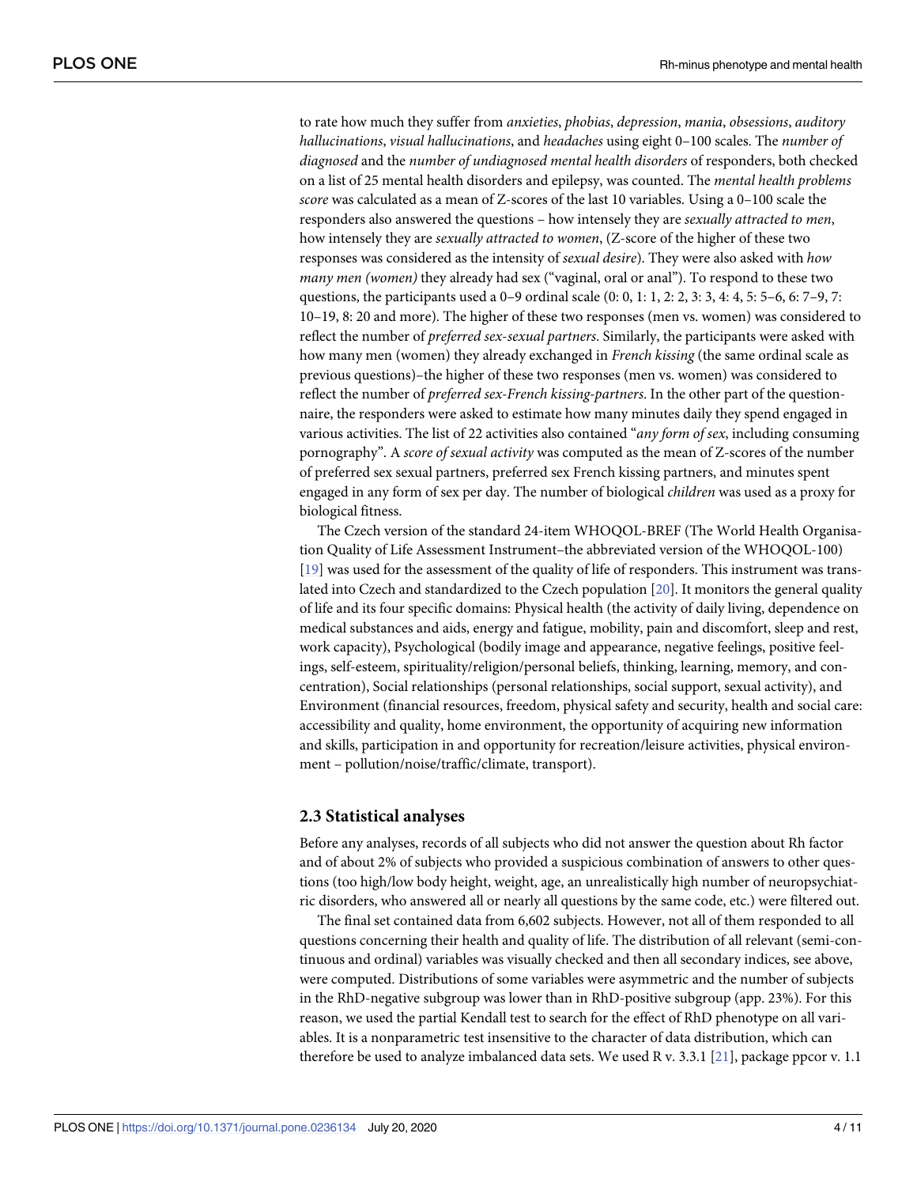to rate how much they suffer from *anxieties*, *phobias*, *depression*, *mania*, *obsessions*, *auditory hallucinations*, *visual hallucinations*, and *headaches* using eight 0–100 scales. The *number of diagnosed* and the *number of undiagnosed mental health disorders* of responders, both checked on a list of 25 mental health disorders and epilepsy, was counted. The *mental health problems score* was calculated as a mean of Z-scores of the last 10 variables. Using a 0–100 scale the responders also answered the questions – how intensely they are *sexually attracted to men*, how intensely they are *sexually attracted to women*, (Z-score of the higher of these two responses was considered as the intensity of *sexual desire*). They were also asked with *how many men (women)* they already had sex ("vaginal, oral or anal"). To respond to these two questions, the participants used a 0–9 ordinal scale (0: 0, 1: 1, 2: 2, 3: 3, 4: 4, 5: 5–6, 6: 7–9, 7: 10–19, 8: 20 and more). The higher of these two responses (men vs. women) was considered to reflect the number of *preferred sex-sexual partners*. Similarly, the participants were asked with how many men (women) they already exchanged in *French kissing* (the same ordinal scale as previous questions)–the higher of these two responses (men vs. women) was considered to reflect the number of *preferred sex-French kissing-partners*. In the other part of the questionnaire, the responders were asked to estimate how many minutes daily they spend engaged in various activities. The list of 22 activities also contained "*any form of sex*, including consuming pornography". A *score of sexual activity* was computed as the mean of Z-scores of the number of preferred sex sexual partners, preferred sex French kissing partners, and minutes spent engaged in any form of sex per day. The number of biological *children* was used as a proxy for biological fitness.

The Czech version of the standard 24-item WHOQOL-BREF (The World Health Organisation Quality of Life Assessment Instrument–the abbreviated version of the WHOQOL-100) [19] was used for the assessment of the quality of life of responders. This instrument was translated into Czech and standardized to the Czech population [20]. It monitors the general quality of life and its four specific domains: Physical health (the activity of daily living, dependence on medical substances and aids, energy and fatigue, mobility, pain and discomfort, sleep and rest, work capacity), Psychological (bodily image and appearance, negative feelings, positive feelings, self-esteem, spirituality/religion/personal beliefs, thinking, learning, memory, and concentration), Social relationships (personal relationships, social support, sexual activity), and Environment (financial resources, freedom, physical safety and security, health and social care: accessibility and quality, home environment, the opportunity of acquiring new information and skills, participation in and opportunity for recreation/leisure activities, physical environment – pollution/noise/traffic/climate, transport).

## 2.3 Statistical analyses

Before any analyses, records of all subjects who did not answer the question about Rh factor and of about 2% of subjects who provided a suspicious combination of answers to other questions (too high/low body height, weight, age, an unrealistically high number of neuropsychiatric disorders, who answered all or nearly all questions by the same code, etc.) were filtered out.

The final set contained data from 6,602 subjects. However, not all of them responded to all questions concerning their health and quality of life. The distribution of all relevant (semi-continuous and ordinal) variables was visually checked and then all secondary indices, see above, were computed. Distributions of some variables were asymmetric and the number of subjects in the RhD-negative subgroup was lower than in RhD-positive subgroup (app. 23%). For this reason, we used the partial Kendall test to search for the effect of RhD phenotype on all variables. It is a nonparametric test insensitive to the character of data distribution, which can therefore be used to analyze imbalanced data sets. We used R v. 3.3.1 [21], package ppcor v. 1.1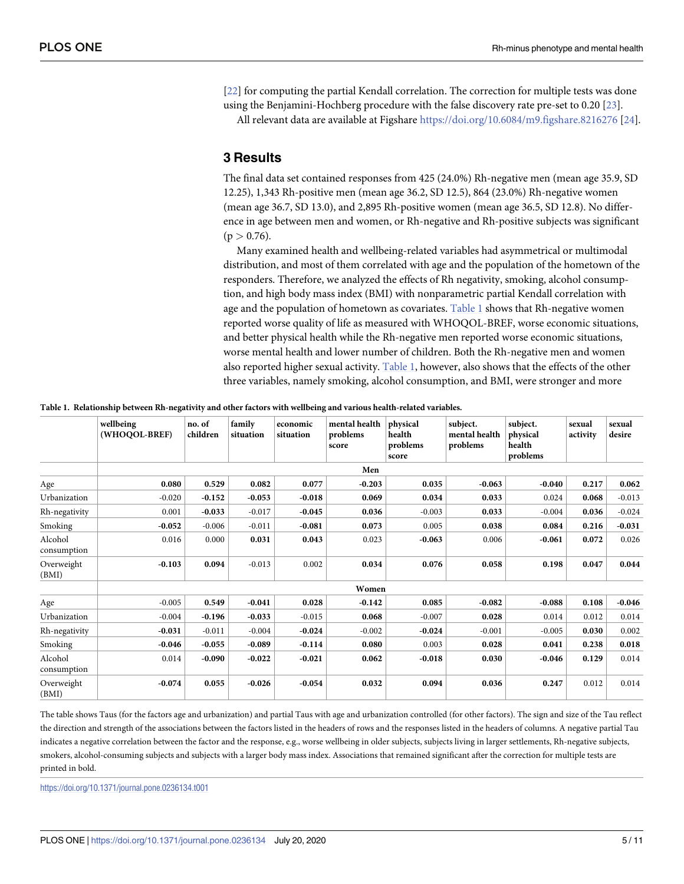[22] for computing the partial Kendall correlation. The correction for multiple tests was done using the Benjamini-Hochberg procedure with the false discovery rate pre-set to 0.20 [23].

All relevant data are available at Figshare https://doi.org/10.6084/m9.figshare.8216276 [24].

## 3 Results

The final data set contained responses from 425 (24.0%) Rh-negative men (mean age 35.9, SD 12.25), 1,343 Rh-positive men (mean age 36.2, SD 12.5), 864 (23.0%) Rh-negative women (mean age 36.7, SD 13.0), and 2,895 Rh-positive women (mean age 36.5, SD 12.8). No difference in age between men and women, or Rh-negative and Rh-positive subjects was significant ($p > 0.76$).

Many examined health and wellbeing-related variables had asymmetrical or multimodal distribution, and most of them correlated with age and the population of the hometown of the responders. Therefore, we analyzed the effects of Rh negativity, smoking, alcohol consumption, and high body mass index (BMI) with nonparametric partial Kendall correlation with age and the population of hometown as covariates. Table 1 shows that Rh-negative women reported worse quality of life as measured with WHOQOL-BREF, worse economic situations, and better physical health while the Rh-negative men reported worse economic situations, worse mental health and lower number of children. Both the Rh-negative men and women also reported higher sexual activity. Table 1, however, also shows that the effects of the other three variables, namely smoking, alcohol consumption, and BMI, were stronger and more

**Table 1. Relationship between Rh-negativity and other factors with wellbeing and various health-related variables.**

| | wellbeing (WHOQOL-BREF) | no. of children | family situation | economic situation | mental health problems score | physical health problems score | subject. mental health problems | subject. physical health problems | sexual activity | sexual desire |
|---|---|---|---|---|---|---|---|---|---|---|
| | | | | | **Men** | | | | | |
| Age | **0.080** | **0.529** | **0.082** | **0.077** | **-0.203** | **0.035** | **-0.063** | **-0.040** | **0.217** | **0.062** |
| Urbanization | -0.020 | **-0.152** | **-0.053** | **-0.018** | **0.069** | **0.034** | **0.033** | 0.024 | **0.068** | -0.013 |
| Rh-negativity | 0.001 | **-0.033** | -0.017 | **-0.045** | **0.036** | -0.003 | **0.033** | -0.004 | **0.036** | -0.024 |
| Smoking | **-0.052** | -0.006 | -0.011 | **-0.081** | **0.073** | 0.005 | **0.038** | **0.084** | **0.216** | **-0.031** |
| Alcohol consumption | 0.016 | 0.000 | **0.031** | **0.043** | 0.023 | **-0.063** | 0.006 | **-0.061** | **0.072** | 0.026 |
| Overweight (BMI) | **-0.103** | **0.094** | -0.013 | 0.002 | **0.034** | **0.076** | **0.058** | **0.198** | **0.047** | **0.044** |
| | | | | | **Women** | | | | | |
| Age | -0.005 | **0.549** | **-0.041** | **0.028** | **-0.142** | **0.085** | **-0.082** | **-0.088** | **0.108** | **-0.046** |
| Urbanization | -0.004 | **-0.196** | **-0.033** | -0.015 | **0.068** | -0.007 | **0.028** | 0.014 | 0.012 | 0.014 |
| Rh-negativity | **-0.031** | -0.011 | -0.004 | **-0.024** | -0.002 | **-0.024** | -0.001 | -0.005 | **0.030** | 0.002 |
| Smoking | **-0.046** | **-0.055** | **-0.089** | **-0.114** | **0.080** | 0.003 | **0.028** | **0.041** | **0.238** | **0.018** |
| Alcohol consumption | 0.014 | **-0.090** | **-0.022** | **-0.021** | **0.062** | **-0.018** | **0.030** | **-0.046** | **0.129** | 0.014 |
| Overweight (BMI) | **-0.074** | **0.055** | **-0.026** | **-0.054** | **0.032** | **0.094** | **0.036** | **0.247** | 0.012 | 0.014 |

The table shows Taus (for the factors age and urbanization) and partial Taus with age and urbanization controlled (for other factors). The sign and size of the Tau reflect the direction and strength of the associations between the factors listed in the headers of rows and the responses listed in the headers of columns. A negative partial Tau indicates a negative correlation between the factor and the response, e.g., worse wellbeing in older subjects, subjects living in larger settlements, Rh-negative subjects, smokers, alcohol-consuming subjects and subjects with a larger body mass index. Associations that remained significant after the correction for multiple tests are printed in bold.

https://doi.org/10.1371/journal.pone.0236134.t001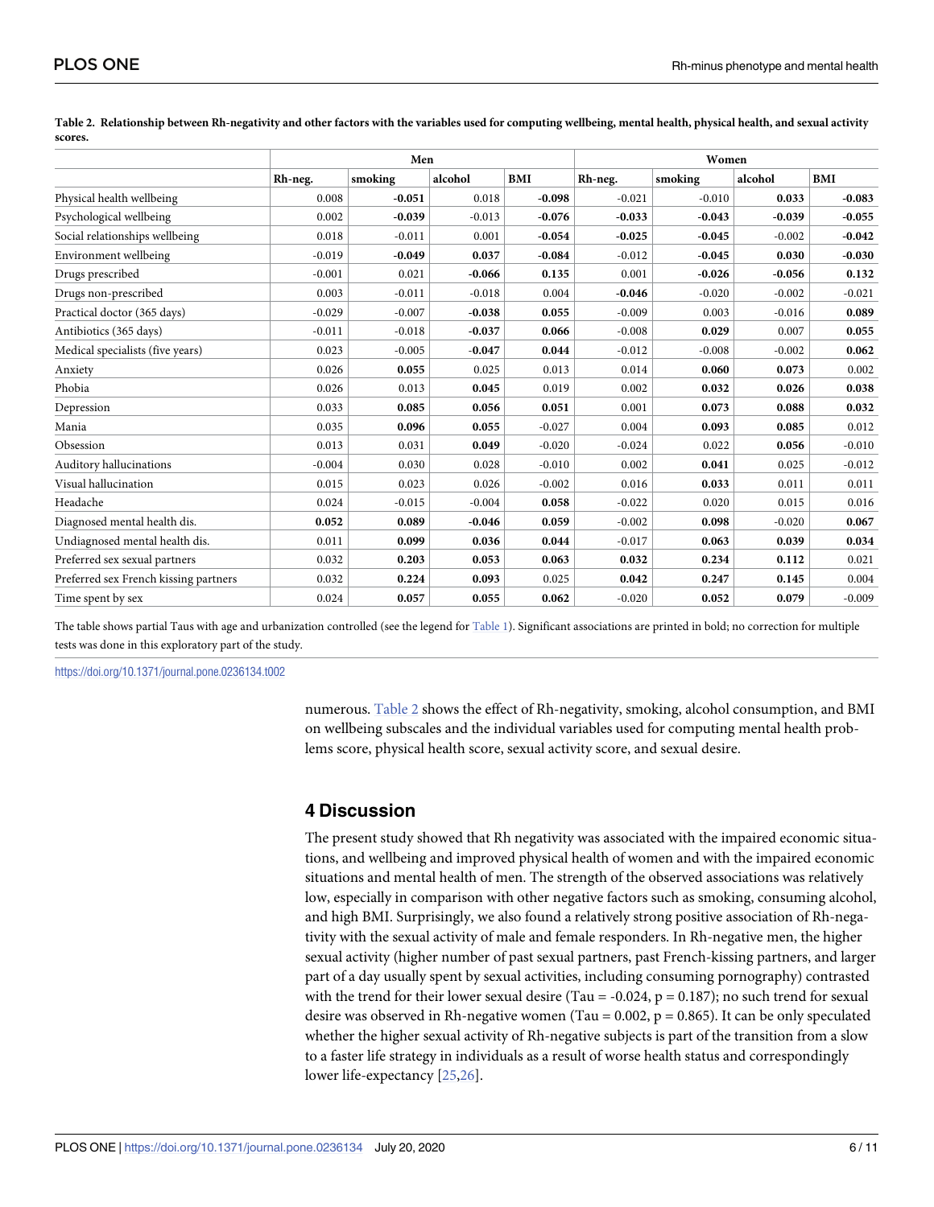**Table 2. Relationship between Rh-negativity and other factors with the variables used for computing wellbeing, mental health, physical health, and sexual activity scores.**

| | Men | | | | Women | | | |
|---|---|---|---|---|---|---|---|---|
| | Rh-neg. | smoking | alcohol | BMI | Rh-neg. | smoking | alcohol | BMI |
| Physical health wellbeing | 0.008 | **-0.051** | 0.018 | **-0.098** | -0.021 | -0.010 | **0.033** | **-0.083** |
| Psychological wellbeing | 0.002 | **-0.039** | -0.013 | **-0.076** | **-0.033** | **-0.043** | **-0.039** | **-0.055** |
| Social relationships wellbeing | 0.018 | -0.011 | 0.001 | **-0.054** | **-0.025** | **-0.045** | -0.002 | **-0.042** |
| Environment wellbeing | -0.019 | **-0.049** | **0.037** | **-0.084** | -0.012 | **-0.045** | **0.030** | **-0.030** |
| Drugs prescribed | -0.001 | 0.021 | **-0.066** | **0.135** | 0.001 | **-0.026** | **-0.056** | **0.132** |
| Drugs non-prescribed | 0.003 | -0.011 | -0.018 | 0.004 | **-0.046** | -0.020 | -0.002 | -0.021 |
| Practical doctor (365 days) | -0.029 | -0.007 | **-0.038** | **0.055** | -0.009 | 0.003 | -0.016 | **0.089** |
| Antibiotics (365 days) | -0.011 | -0.018 | **-0.037** | **0.066** | -0.008 | **0.029** | 0.007 | **0.055** |
| Medical specialists (five years) | 0.023 | -0.005 | **-0.047** | **0.044** | -0.012 | -0.008 | -0.002 | **0.062** |
| Anxiety | 0.026 | **0.055** | 0.025 | 0.013 | 0.014 | **0.060** | **0.073** | 0.002 |
| Phobia | 0.026 | 0.013 | **0.045** | 0.019 | 0.002 | **0.032** | **0.026** | **0.038** |
| Depression | 0.033 | **0.085** | **0.056** | **0.051** | 0.001 | **0.073** | **0.088** | **0.032** |
| Mania | 0.035 | **0.096** | **0.055** | -0.027 | 0.004 | **0.093** | **0.085** | 0.012 |
| Obsession | 0.013 | 0.031 | **0.049** | -0.020 | -0.024 | 0.022 | **0.056** | -0.010 |
| Auditory hallucinations | -0.004 | 0.030 | 0.028 | -0.010 | 0.002 | **0.041** | 0.025 | -0.012 |
| Visual hallucination | 0.015 | 0.023 | 0.026 | -0.002 | 0.016 | **0.033** | 0.011 | 0.011 |
| Headache | 0.024 | -0.015 | -0.004 | **0.058** | -0.022 | 0.020 | 0.015 | 0.016 |
| Diagnosed mental health dis. | **0.052** | **0.089** | **-0.046** | **0.059** | -0.002 | **0.098** | -0.020 | **0.067** |
| Undiagnosed mental health dis. | 0.011 | **0.099** | **0.036** | **0.044** | -0.017 | **0.063** | **0.039** | **0.034** |
| Preferred sex sexual partners | 0.032 | **0.203** | **0.053** | **0.063** | **0.032** | **0.234** | **0.112** | 0.021 |
| Preferred sex French kissing partners | 0.032 | **0.224** | **0.093** | 0.025 | **0.042** | **0.247** | **0.145** | 0.004 |
| Time spent by sex | 0.024 | **0.057** | **0.055** | **0.062** | -0.020 | **0.052** | **0.079** | -0.009 |

The table shows partial Taus with age and urbanization controlled (see the legend for Table 1). Significant associations are printed in bold; no correction for multiple tests was done in this exploratory part of the study.

https://doi.org/10.1371/journal.pone.0236134.t002

numerous. Table 2 shows the effect of Rh-negativity, smoking, alcohol consumption, and BMI on wellbeing subscales and the individual variables used for computing mental health problems score, physical health score, sexual activity score, and sexual desire.

## 4 Discussion

The present study showed that Rh negativity was associated with the impaired economic situations, and wellbeing and improved physical health of women and with the impaired economic situations and mental health of men. The strength of the observed associations was relatively low, especially in comparison with other negative factors such as smoking, consuming alcohol, and high BMI. Surprisingly, we also found a relatively strong positive association of Rh-negativity with the sexual activity of male and female responders. In Rh-negative men, the higher sexual activity (higher number of past sexual partners, past French-kissing partners, and larger part of a day usually spent by sexual activities, including consuming pornography) contrasted with the trend for their lower sexual desire (Tau = -0.024, p = 0.187); no such trend for sexual desire was observed in Rh-negative women (Tau = 0.002, p = 0.865). It can be only speculated whether the higher sexual activity of Rh-negative subjects is part of the transition from a slow to a faster life strategy in individuals as a result of worse health status and correspondingly lower life-expectancy [25,26].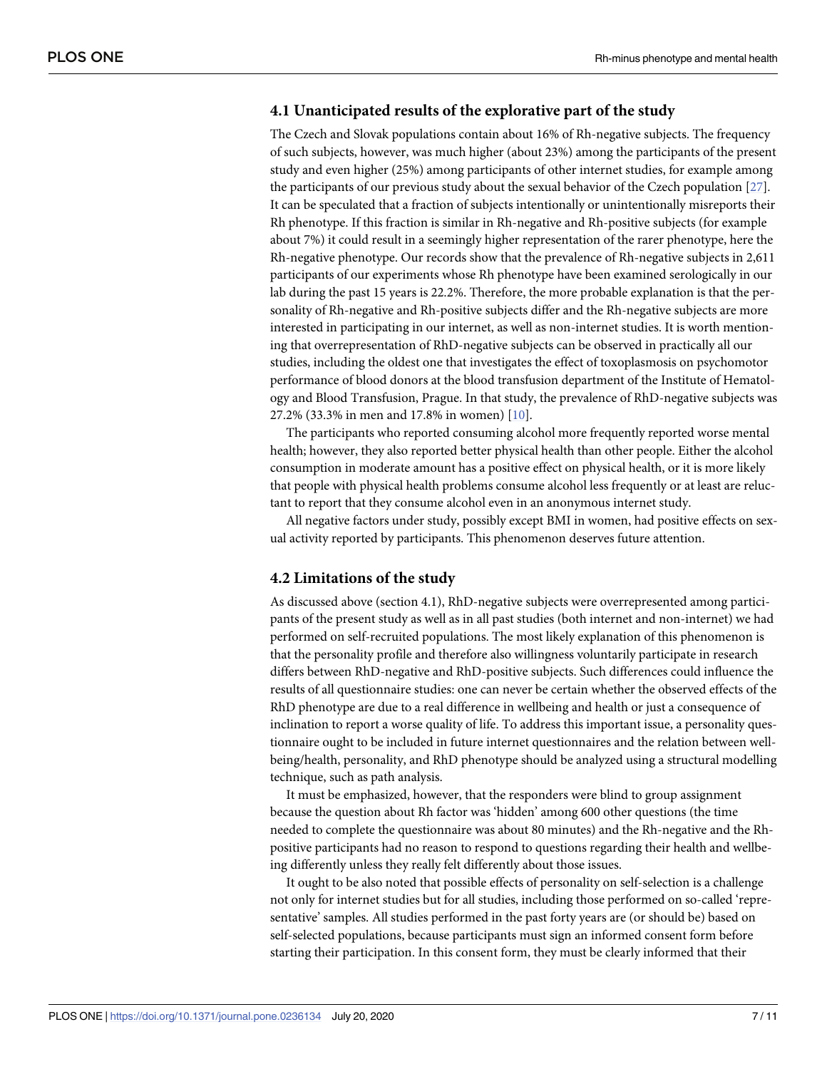### 4.1 Unanticipated results of the explorative part of the study

The Czech and Slovak populations contain about 16% of Rh-negative subjects. The frequency of such subjects, however, was much higher (about 23%) among the participants of the present study and even higher (25%) among participants of other internet studies, for example among the participants of our previous study about the sexual behavior of the Czech population [27]. It can be speculated that a fraction of subjects intentionally or unintentionally misreports their Rh phenotype. If this fraction is similar in Rh-negative and Rh-positive subjects (for example about 7%) it could result in a seemingly higher representation of the rarer phenotype, here the Rh-negative phenotype. Our records show that the prevalence of Rh-negative subjects in 2,611 participants of our experiments whose Rh phenotype have been examined serologically in our lab during the past 15 years is 22.2%. Therefore, the more probable explanation is that the personality of Rh-negative and Rh-positive subjects differ and the Rh-negative subjects are more interested in participating in our internet, as well as non-internet studies. It is worth mentioning that overrepresentation of RhD-negative subjects can be observed in practically all our studies, including the oldest one that investigates the effect of toxoplasmosis on psychomotor performance of blood donors at the blood transfusion department of the Institute of Hematology and Blood Transfusion, Prague. In that study, the prevalence of RhD-negative subjects was 27.2% (33.3% in men and 17.8% in women) [10].

The participants who reported consuming alcohol more frequently reported worse mental health; however, they also reported better physical health than other people. Either the alcohol consumption in moderate amount has a positive effect on physical health, or it is more likely that people with physical health problems consume alcohol less frequently or at least are reluctant to report that they consume alcohol even in an anonymous internet study.

All negative factors under study, possibly except BMI in women, had positive effects on sexual activity reported by participants. This phenomenon deserves future attention.

### 4.2 Limitations of the study

As discussed above (section 4.1), RhD-negative subjects were overrepresented among participants of the present study as well as in all past studies (both internet and non-internet) we had performed on self-recruited populations. The most likely explanation of this phenomenon is that the personality profile and therefore also willingness voluntarily participate in research differs between RhD-negative and RhD-positive subjects. Such differences could influence the results of all questionnaire studies: one can never be certain whether the observed effects of the RhD phenotype are due to a real difference in wellbeing and health or just a consequence of inclination to report a worse quality of life. To address this important issue, a personality questionnaire ought to be included in future internet questionnaires and the relation between wellbeing/health, personality, and RhD phenotype should be analyzed using a structural modelling technique, such as path analysis.

It must be emphasized, however, that the responders were blind to group assignment because the question about Rh factor was 'hidden' among 600 other questions (the time needed to complete the questionnaire was about 80 minutes) and the Rh-negative and the Rh-positive participants had no reason to respond to questions regarding their health and wellbeing differently unless they really felt differently about those issues.

It ought to be also noted that possible effects of personality on self-selection is a challenge not only for internet studies but for all studies, including those performed on so-called 'representative' samples. All studies performed in the past forty years are (or should be) based on self-selected populations, because participants must sign an informed consent form before starting their participation. In this consent form, they must be clearly informed that their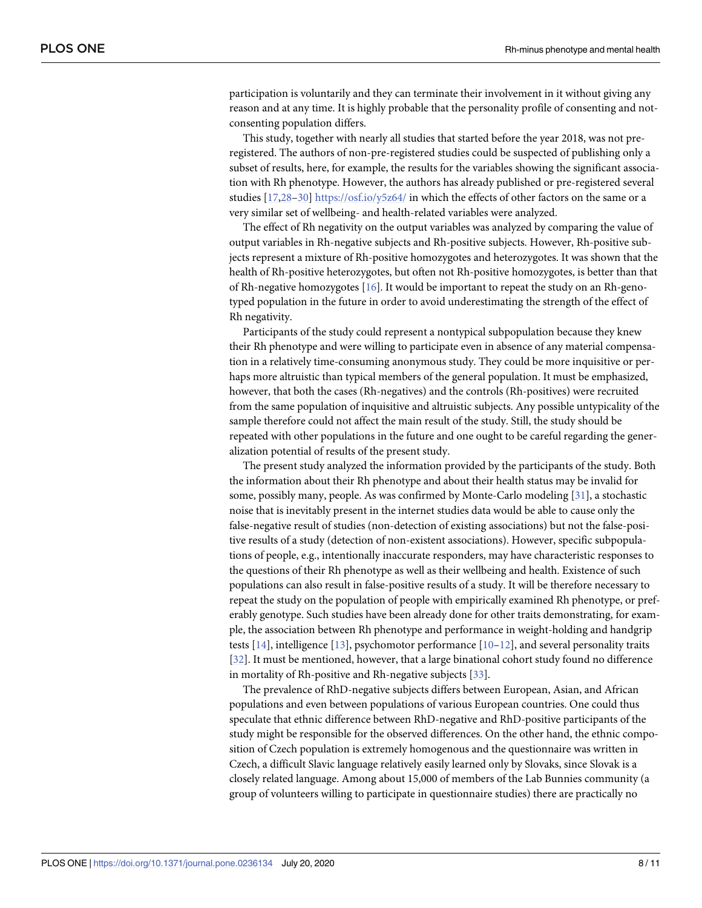participation is voluntarily and they can terminate their involvement in it without giving any reason and at any time. It is highly probable that the personality profile of consenting and not-consenting population differs.

This study, together with nearly all studies that started before the year 2018, was not pre-registered. The authors of non-pre-registered studies could be suspected of publishing only a subset of results, here, for example, the results for the variables showing the significant association with Rh phenotype. However, the authors has already published or pre-registered several studies [17,28–30] https://osf.io/y5z64/ in which the effects of other factors on the same or a very similar set of wellbeing- and health-related variables were analyzed.

The effect of Rh negativity on the output variables was analyzed by comparing the value of output variables in Rh-negative subjects and Rh-positive subjects. However, Rh-positive subjects represent a mixture of Rh-positive homozygotes and heterozygotes. It was shown that the health of Rh-positive heterozygotes, but often not Rh-positive homozygotes, is better than that of Rh-negative homozygotes [16]. It would be important to repeat the study on an Rh-genotyped population in the future in order to avoid underestimating the strength of the effect of Rh negativity.

Participants of the study could represent a nontypical subpopulation because they knew their Rh phenotype and were willing to participate even in absence of any material compensation in a relatively time-consuming anonymous study. They could be more inquisitive or perhaps more altruistic than typical members of the general population. It must be emphasized, however, that both the cases (Rh-negatives) and the controls (Rh-positives) were recruited from the same population of inquisitive and altruistic subjects. Any possible untypicality of the sample therefore could not affect the main result of the study. Still, the study should be repeated with other populations in the future and one ought to be careful regarding the generalization potential of results of the present study.

The present study analyzed the information provided by the participants of the study. Both the information about their Rh phenotype and about their health status may be invalid for some, possibly many, people. As was confirmed by Monte-Carlo modeling [31], a stochastic noise that is inevitably present in the internet studies data would be able to cause only the false-negative result of studies (non-detection of existing associations) but not the false-positive results of a study (detection of non-existent associations). However, specific subpopulations of people, e.g., intentionally inaccurate responders, may have characteristic responses to the questions of their Rh phenotype as well as their wellbeing and health. Existence of such populations can also result in false-positive results of a study. It will be therefore necessary to repeat the study on the population of people with empirically examined Rh phenotype, or preferably genotype. Such studies have been already done for other traits demonstrating, for example, the association between Rh phenotype and performance in weight-holding and handgrip tests [14], intelligence [13], psychomotor performance [10–12], and several personality traits [32]. It must be mentioned, however, that a large binational cohort study found no difference in mortality of Rh-positive and Rh-negative subjects [33].

The prevalence of RhD-negative subjects differs between European, Asian, and African populations and even between populations of various European countries. One could thus speculate that ethnic difference between RhD-negative and RhD-positive participants of the study might be responsible for the observed differences. On the other hand, the ethnic composition of Czech population is extremely homogenous and the questionnaire was written in Czech, a difficult Slavic language relatively easily learned only by Slovaks, since Slovak is a closely related language. Among about 15,000 of members of the Lab Bunnies community (a group of volunteers willing to participate in questionnaire studies) there are practically no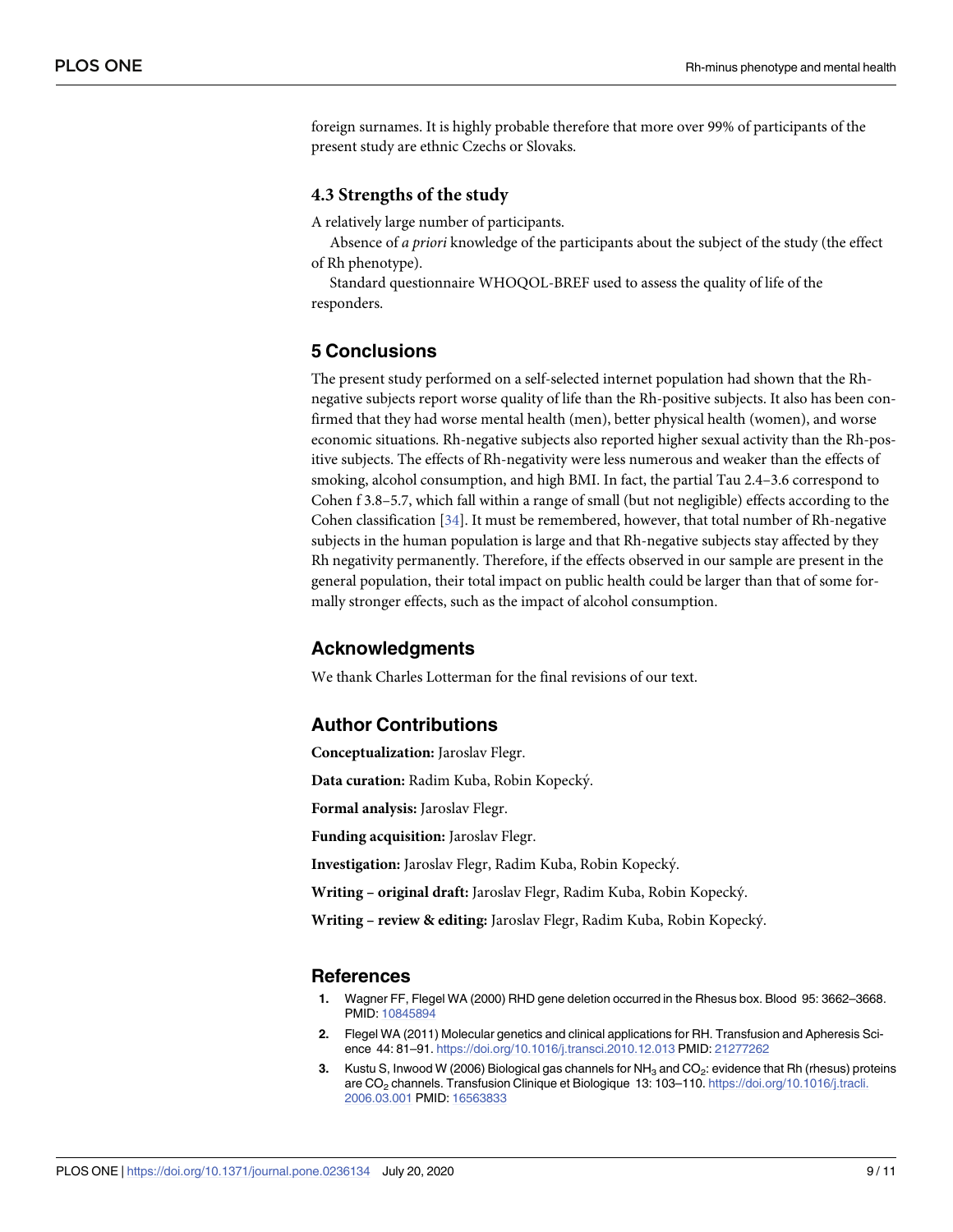foreign surnames. It is highly probable therefore that more over 99% of participants of the present study are ethnic Czechs or Slovaks.

### 4.3 Strengths of the study

A relatively large number of participants.

Absence of *a priori* knowledge of the participants about the subject of the study (the effect of Rh phenotype).

Standard questionnaire WHOQOL-BREF used to assess the quality of life of the responders.

## 5 Conclusions

The present study performed on a self-selected internet population had shown that the Rh-negative subjects report worse quality of life than the Rh-positive subjects. It also has been confirmed that they had worse mental health (men), better physical health (women), and worse economic situations. Rh-negative subjects also reported higher sexual activity than the Rh-positive subjects. The effects of Rh-negativity were less numerous and weaker than the effects of smoking, alcohol consumption, and high BMI. In fact, the partial Tau 2.4–3.6 correspond to Cohen f 3.8–5.7, which fall within a range of small (but not negligible) effects according to the Cohen classification [34]. It must be remembered, however, that total number of Rh-negative subjects in the human population is large and that Rh-negative subjects stay affected by they Rh negativity permanently. Therefore, if the effects observed in our sample are present in the general population, their total impact on public health could be larger than that of some formally stronger effects, such as the impact of alcohol consumption.

## Acknowledgments

We thank Charles Lotterman for the final revisions of our text.

## Author Contributions

**Conceptualization:** Jaroslav Flegr.

**Data curation:** Radim Kuba, Robin Kopecký.

**Formal analysis:** Jaroslav Flegr.

**Funding acquisition:** Jaroslav Flegr.

**Investigation:** Jaroslav Flegr, Radim Kuba, Robin Kopecký.

**Writing – original draft:** Jaroslav Flegr, Radim Kuba, Robin Kopecký.

**Writing – review & editing:** Jaroslav Flegr, Radim Kuba, Robin Kopecký.

## References

1. Wagner FF, Flegel WA (2000) RHD gene deletion occurred in the Rhesus box. Blood 95: 3662–3668. PMID: 10845894
2. Flegel WA (2011) Molecular genetics and clinical applications for RH. Transfusion and Apheresis Science 44: 81–91. https://doi.org/10.1016/j.transci.2010.12.013 PMID: 21277262
3. Kustu S, Inwood W (2006) Biological gas channels for $NH_3$ and $CO_2$: evidence that Rh (rhesus) proteins are $CO_2$ channels. Transfusion Clinique et Biologique 13: 103–110. https://doi.org/10.1016/j.tracli.2006.03.001 PMID: 16563833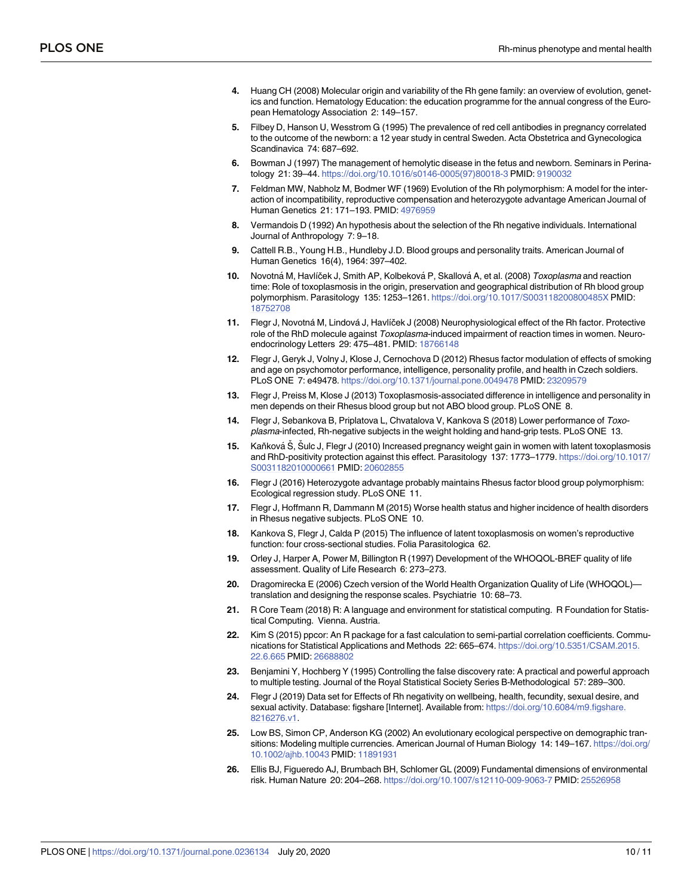4. Huang CH (2008) Molecular origin and variability of the Rh gene family: an overview of evolution, genetics and function. Hematology Education: the education programme for the annual congress of the European Hematology Association 2: 149–157.
5. Filbey D, Hanson U, Wesstrom G (1995) The prevalence of red cell antibodies in pregnancy correlated to the outcome of the newborn: a 12 year study in central Sweden. Acta Obstetrica and Gynecologica Scandinavica 74: 687–692.
6. Bowman J (1997) The management of hemolytic disease in the fetus and newborn. Seminars in Perinatology 21: 39–44. https://doi.org/10.1016/s0146-0005(97)80018-3 PMID: 9190032
7. Feldman MW, Nabholz M, Bodmer WF (1969) Evolution of the Rh polymorphism: A model for the interaction of incompatibility, reproductive compensation and heterozygote advantage American Journal of Human Genetics 21: 171–193. PMID: 4976959
8. Vermandois D (1992) An hypothesis about the selection of the Rh negative individuals. International Journal of Anthropology 7: 9–18.
9. Cattell R.B., Young H.B., Hundleby J.D. Blood groups and personality traits. American Journal of Human Genetics 16(4), 1964: 397–402.
10. Novotná M, Havlíček J, Smith AP, Kolbeková P, Skallová A, et al. (2008) *Toxoplasma* and reaction time: Role of toxoplasmosis in the origin, preservation and geographical distribution of Rh blood group polymorphism. Parasitology 135: 1253–1261. https://doi.org/10.1017/S003118200800485X PMID: 18752708
11. Flegr J, Novotná M, Lindová J, Havlíček J (2008) Neurophysiological effect of the Rh factor. Protective role of the RhD molecule against *Toxoplasma*-induced impairment of reaction times in women. Neuroendocrinology Letters 29: 475–481. PMID: 18766148
12. Flegr J, Geryk J, Volny J, Klose J, Cernochova D (2012) Rhesus factor modulation of effects of smoking and age on psychomotor performance, intelligence, personality profile, and health in Czech soldiers. PLoS ONE 7: e49478. https://doi.org/10.1371/journal.pone.0049478 PMID: 23209579
13. Flegr J, Preiss M, Klose J (2013) Toxoplasmosis-associated difference in intelligence and personality in men depends on their Rhesus blood group but not ABO blood group. PLoS ONE 8.
14. Flegr J, Sebankova B, Priplatova L, Chvatalova V, Kankova S (2018) Lower performance of *Toxoplasma*-infected, Rh-negative subjects in the weight holding and hand-grip tests. PLoS ONE 13.
15. Kaňková Š, Šulc J, Flegr J (2010) Increased pregnancy weight gain in women with latent toxoplasmosis and RhD-positivity protection against this effect. Parasitology 137: 1773–1779. https://doi.org/10.1017/S0031182010000661 PMID: 20602855
16. Flegr J (2016) Heterozygote advantage probably maintains Rhesus factor blood group polymorphism: Ecological regression study. PLoS ONE 11.
17. Flegr J, Hoffmann R, Dammann M (2015) Worse health status and higher incidence of health disorders in Rhesus negative subjects. PLoS ONE 10.
18. Kankova S, Flegr J, Calda P (2015) The influence of latent toxoplasmosis on women's reproductive function: four cross-sectional studies. Folia Parasitologica 62.
19. Orley J, Harper A, Power M, Billington R (1997) Development of the WHOQOL-BREF quality of life assessment. Quality of Life Research 6: 273–273.
20. Dragomirecka E (2006) Czech version of the World Health Organization Quality of Life (WHOQOL)—translation and designing the response scales. Psychiatrie 10: 68–73.
21. R Core Team (2018) R: A language and environment for statistical computing. R Foundation for Statistical Computing. Vienna. Austria.
22. Kim S (2015) ppcor: An R package for a fast calculation to semi-partial correlation coefficients. Communications for Statistical Applications and Methods 22: 665–674. https://doi.org/10.5351/CSAM.2015.22.6.665 PMID: 26688802
23. Benjamini Y, Hochberg Y (1995) Controlling the false discovery rate: A practical and powerful approach to multiple testing. Journal of the Royal Statistical Society Series B-Methodological 57: 289–300.
24. Flegr J (2019) Data set for Effects of Rh negativity on wellbeing, health, fecundity, sexual desire, and sexual activity. Database: figshare [Internet]. Available from: https://doi.org/10.6084/m9.figshare.8216276.v1.
25. Low BS, Simon CP, Anderson KG (2002) An evolutionary ecological perspective on demographic transitions: Modeling multiple currencies. American Journal of Human Biology 14: 149–167. https://doi.org/10.1002/ajhb.10043 PMID: 11891931
26. Ellis BJ, Figueredo AJ, Brumbach BH, Schlomer GL (2009) Fundamental dimensions of environmental risk. Human Nature 20: 204–268. https://doi.org/10.1007/s12110-009-9063-7 PMID: 25526958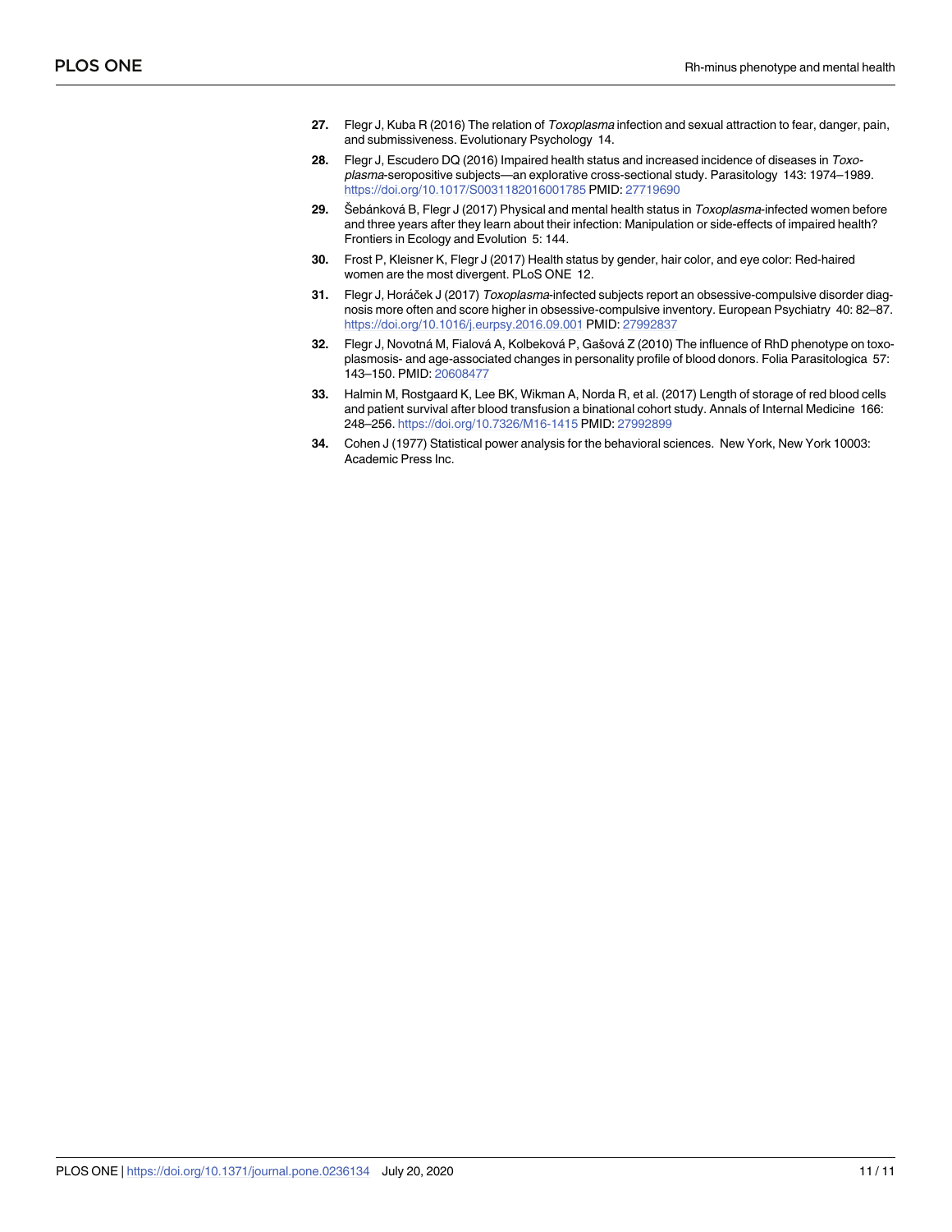27. Flegr J, Kuba R (2016) The relation of *Toxoplasma* infection and sexual attraction to fear, danger, pain, and submissiveness. Evolutionary Psychology 14.
28. Flegr J, Escudero DQ (2016) Impaired health status and increased incidence of diseases in *Toxoplasma*-seropositive subjects—an explorative cross-sectional study. Parasitology 143: 1974–1989. https://doi.org/10.1017/S0031182016001785 PMID: 27719690
29. Šebánková B, Flegr J (2017) Physical and mental health status in *Toxoplasma*-infected women before and three years after they learn about their infection: Manipulation or side-effects of impaired health? Frontiers in Ecology and Evolution 5: 144.
30. Frost P, Kleisner K, Flegr J (2017) Health status by gender, hair color, and eye color: Red-haired women are the most divergent. PLoS ONE 12.
31. Flegr J, Horáček J (2017) *Toxoplasma*-infected subjects report an obsessive-compulsive disorder diagnosis more often and score higher in obsessive-compulsive inventory. European Psychiatry 40: 82–87. https://doi.org/10.1016/j.eurpsy.2016.09.001 PMID: 27992837
32. Flegr J, Novotná M, Fialová A, Kolbeková P, Gašová Z (2010) The influence of RhD phenotype on toxoplasmosis- and age-associated changes in personality profile of blood donors. Folia Parasitologica 57: 143–150. PMID: 20608477
33. Halmin M, Rostgaard K, Lee BK, Wikman A, Norda R, et al. (2017) Length of storage of red blood cells and patient survival after blood transfusion a binational cohort study. Annals of Internal Medicine 166: 248–256. https://doi.org/10.7326/M16-1415 PMID: 27992899
34. Cohen J (1977) Statistical power analysis for the behavioral sciences. New York, New York 10003: Academic Press Inc.